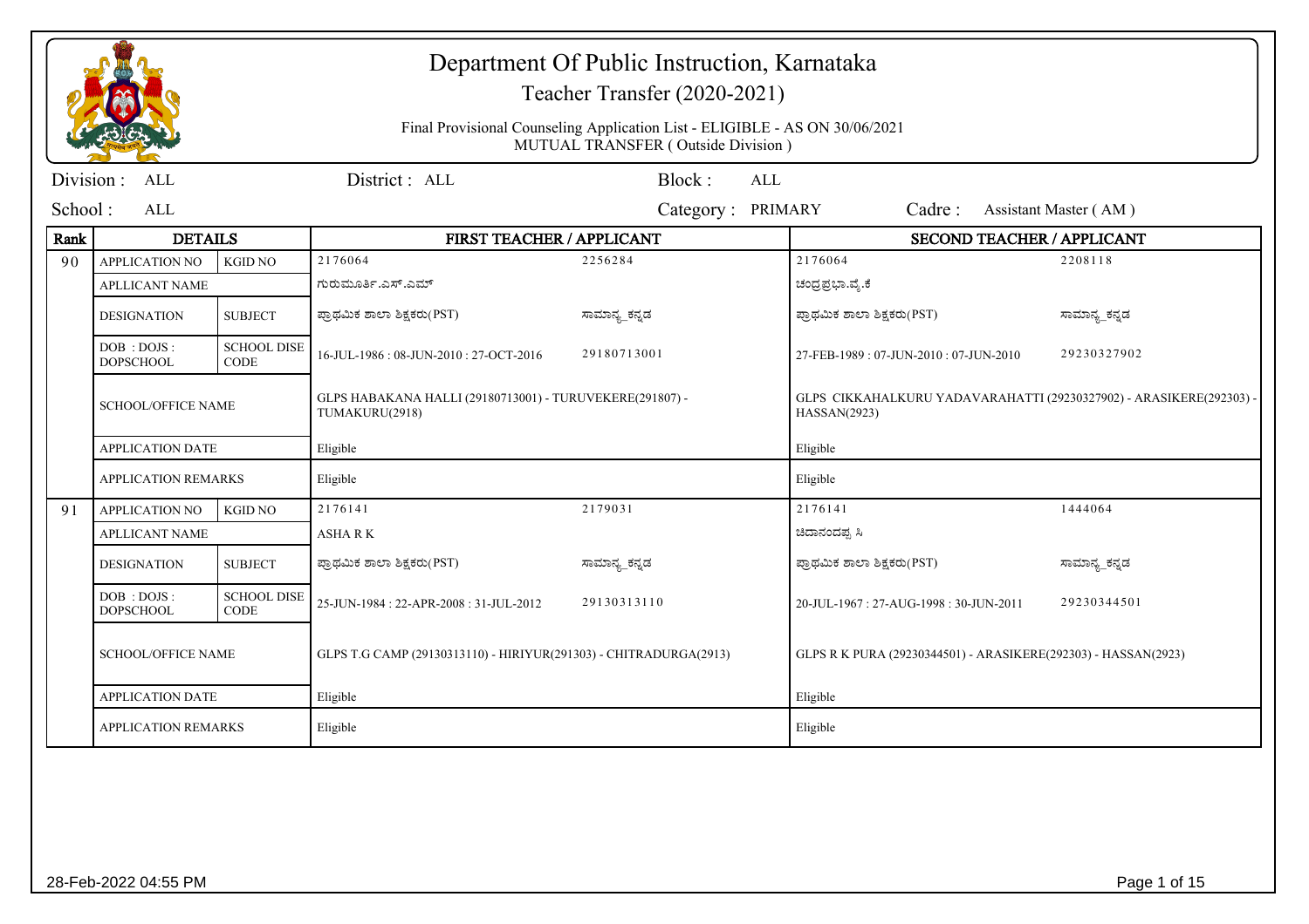# Department Of Public Instruction, Karnataka

Teacher Transfer (2020-2021)

Final Provisional Counseling Application List - ELIGIBLE - AS ON 30/06/2021

MUTUAL TRANSFER ( Outside Division )

Division : ALL    District : ALL    Block : ALL

School : ALL    Category : PRIMARY    Cadre : Assistant Master ( AM )

| Rank | DETAILS | | FIRST TEACHER / APPLICANT | | SECOND TEACHER / APPLICANT | |
|---|---|---|---|---|---|---|
| 90 | APPLICATION NO | KGID NO | 2176064 | 2256284 | 2176064 | 2208118 |
| | APLLICANT NAME | | ಗುರುಮೂರ್ತಿ.ಎಸ್.ಎಮ್ | | ಚಂದ್ರಪ್ರಭಾ.ವೈ.ಕೆ | |
| | DESIGNATION | SUBJECT | ಪ್ರಾಥಮಿಕ ಶಾಲಾ ಶಿಕ್ಷಕರು(PST) | ಸಾಮಾನ್ಯ_ಕನ್ನಡ | ಪ್ರಾಥಮಿಕ ಶಾಲಾ ಶಿಕ್ಷಕರು(PST) | ಸಾಮಾನ್ಯ_ಕನ್ನಡ |
| | DOB : DOJS : DOPSCHOOL | SCHOOL DISE CODE | 16-JUL-1986 : 08-JUN-2010 : 27-OCT-2016 | 29180713001 | 27-FEB-1989 : 07-JUN-2010 : 07-JUN-2010 | 29230327902 |
| | SCHOOL/OFFICE NAME | | GLPS HABAKANA HALLI (29180713001) - TURUVEKERE(291807) - TUMAKURU(2918) | | GLPS CIKKAHALKURU YADAVARAHATTI (29230327902) - ARASIKERE(292303) - HASSAN(2923) | |
| | APPLICATION DATE | | Eligible | | Eligible | |
| | APPLICATION REMARKS | | Eligible | | Eligible | |
| 91 | APPLICATION NO | KGID NO | 2176141 | 2179031 | 2176141 | 1444064 |
| | APLLICANT NAME | | ASHA R K | | ಚಿದಾನಂದಪ್ಪ ಸಿ | |
| | DESIGNATION | SUBJECT | ಪ್ರಾಥಮಿಕ ಶಾಲಾ ಶಿಕ್ಷಕರು(PST) | ಸಾಮಾನ್ಯ_ಕನ್ನಡ | ಪ್ರಾಥಮಿಕ ಶಾಲಾ ಶಿಕ್ಷಕರು(PST) | ಸಾಮಾನ್ಯ_ಕನ್ನಡ |
| | DOB : DOJS : DOPSCHOOL | SCHOOL DISE CODE | 25-JUN-1984 : 22-APR-2008 : 31-JUL-2012 | 29130313110 | 20-JUL-1967 : 27-AUG-1998 : 30-JUN-2011 | 29230344501 |
| | SCHOOL/OFFICE NAME | | GLPS T.G CAMP (29130313110) - HIRIYUR(291303) - CHITRADURGA(2913) | | GLPS R K PURA (29230344501) - ARASIKERE(292303) - HASSAN(2923) | |
| | APPLICATION DATE | | Eligible | | Eligible | |
| | APPLICATION REMARKS | | Eligible | | Eligible | |

28-Feb-2022 04:55 PM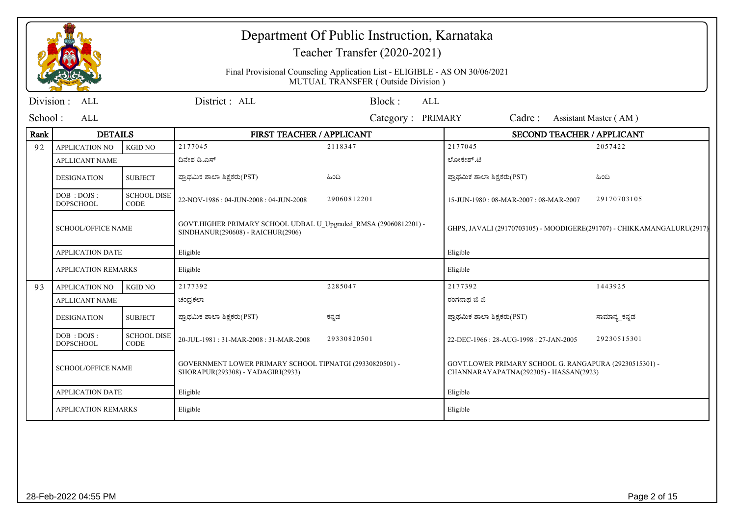# Department Of Public Instruction, Karnataka

Teacher Transfer (2020-2021)

Final Provisional Counseling Application List - ELIGIBLE - AS ON 30/06/2021
MUTUAL TRANSFER ( Outside Division )

Division : ALL | District : ALL | Block : ALL

School : ALL | Category : PRIMARY | Cadre : Assistant Master ( AM )

| Rank | DETAILS | | FIRST TEACHER / APPLICANT | | SECOND TEACHER / APPLICANT | |
|---|---|---|---|---|---|---|
| 92 | APPLICATION NO | KGID NO | 2177045 | 2118347 | 2177045 | 2057422 |
| | APLLICANT NAME | | ದಿನೇಶ ಡಿ.ಎಸ್ | | ಲೋಕೇಶ್.ಟಿ | |
| | DESIGNATION | SUBJECT | ಪ್ರಾಥಮಿಕ ಶಾಲಾ ಶಿಕ್ಷಕರು(PST) | ಹಿಂದಿ | ಪ್ರಾಥಮಿಕ ಶಾಲಾ ಶಿಕ್ಷಕರು(PST) | ಹಿಂದಿ |
| | DOB : DOJS : DOPSCHOOL | SCHOOL DISE CODE | 22-NOV-1986 : 04-JUN-2008 : 04-JUN-2008 | 29060812201 | 15-JUN-1980 : 08-MAR-2007 : 08-MAR-2007 | 29170703105 |
| | SCHOOL/OFFICE NAME | | GOVT.HIGHER PRIMARY SCHOOL UDBAL U_Upgraded_RMSA (29060812201) - SINDHANUR(290608) - RAICHUR(2906) | | GHPS, JAVALI (29170703105) - MOODIGERE(291707) - CHIKKAMANGALURU(2917) | |
| | APPLICATION DATE | | Eligible | | Eligible | |
| | APPLICATION REMARKS | | Eligible | | Eligible | |
| 93 | APPLICATION NO | KGID NO | 2177392 | 2285047 | 2177392 | 1443925 |
| | APLLICANT NAME | | ಚಂದ್ರಕಲಾ | | ರಂಗನಾಥ ಜಿ ಜಿ | |
| | DESIGNATION | SUBJECT | ಪ್ರಾಥಮಿಕ ಶಾಲಾ ಶಿಕ್ಷಕರು(PST) | ಕನ್ನಡ | ಪ್ರಾಥಮಿಕ ಶಾಲಾ ಶಿಕ್ಷಕರು(PST) | ಸಾಮಾನ್ಯ_ಕನ್ನಡ |
| | DOB : DOJS : DOPSCHOOL | SCHOOL DISE CODE | 20-JUL-1981 : 31-MAR-2008 : 31-MAR-2008 | 29330820501 | 22-DEC-1966 : 28-AUG-1998 : 27-JAN-2005 | 29230515301 |
| | SCHOOL/OFFICE NAME | | GOVERNMENT LOWER PRIMARY SCHOOL TIPNATGI (29330820501) - SHORAPUR(293308) - YADAGIRI(2933) | | GOVT.LOWER PRIMARY SCHOOL G. RANGAPURA (29230515301) - CHANNARAYAPATNA(292305) - HASSAN(2923) | |
| | APPLICATION DATE | | Eligible | | Eligible | |
| | APPLICATION REMARKS | | Eligible | | Eligible | |

28-Feb-2022 04:55 PM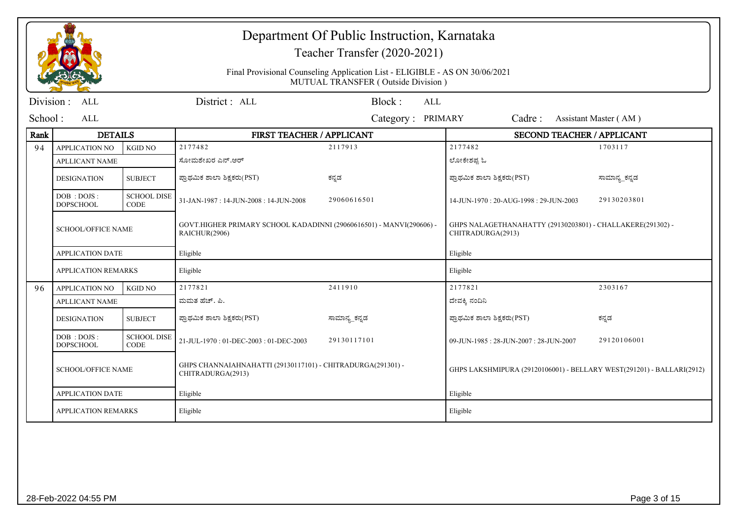# Department Of Public Instruction, Karnataka

## Teacher Transfer (2020-2021)

Final Provisional Counseling Application List - ELIGIBLE - AS ON 30/06/2021
MUTUAL TRANSFER ( Outside Division )

Division : ALL | District : ALL | Block : ALL

School : ALL | Category : PRIMARY | Cadre : Assistant Master ( AM )

| Rank | DETAILS | | FIRST TEACHER / APPLICANT | | SECOND TEACHER / APPLICANT | |
|---|---|---|---|---|---|---|
| 94 | APPLICATION NO | KGID NO | 2177482 | 2117913 | 2177482 | 1703117 |
| | APLLICANT NAME | | ಸೋಮಶೇಖರ ಎನ್.ಆರ್ | | ಲೋಕೇಶಪ್ಪ ಓ | |
| | DESIGNATION | SUBJECT | ಪ್ರಾಥಮಿಕ ಶಾಲಾ ಶಿಕ್ಷಕರು(PST) | ಕನ್ನಡ | ಪ್ರಾಥಮಿಕ ಶಾಲಾ ಶಿಕ್ಷಕರು(PST) | ಸಾಮಾನ್ಯ_ಕನ್ನಡ |
| | DOB : DOJS : DOPSCHOOL | SCHOOL DISE CODE | 31-JAN-1987 : 14-JUN-2008 : 14-JUN-2008 | 29060616501 | 14-JUN-1970 : 20-AUG-1998 : 29-JUN-2003 | 29130203801 |
| | SCHOOL/OFFICE NAME | | GOVT.HIGHER PRIMARY SCHOOL KADADINNI (29060616501) - MANVI(290606) - RAICHUR(2906) | | GHPS NALAGETHANAHATTY (29130203801) - CHALLAKERE(291302) - CHITRADURGA(2913) | |
| | APPLICATION DATE | | Eligible | | Eligible | |
| | APPLICATION REMARKS | | Eligible | | Eligible | |
| 96 | APPLICATION NO | KGID NO | 2177821 | 2411910 | 2177821 | 2303167 |
| | APLLICANT NAME | | ಮಮತ ಹೆಚ್. ಪಿ. | | ದೇವಕ್ಕಿ ನಂದಿನಿ | |
| | DESIGNATION | SUBJECT | ಪ್ರಾಥಮಿಕ ಶಾಲಾ ಶಿಕ್ಷಕರು(PST) | ಸಾಮಾನ್ಯ_ಕನ್ನಡ | ಪ್ರಾಥಮಿಕ ಶಾಲಾ ಶಿಕ್ಷಕರು(PST) | ಕನ್ನಡ |
| | DOB : DOJS : DOPSCHOOL | SCHOOL DISE CODE | 21-JUL-1970 : 01-DEC-2003 : 01-DEC-2003 | 29130117101 | 09-JUN-1985 : 28-JUN-2007 : 28-JUN-2007 | 29120106001 |
| | SCHOOL/OFFICE NAME | | GHPS CHANNAIAHNAHATTI (29130117101) - CHITRADURGA(291301) - CHITRADURGA(2913) | | GHPS LAKSHMIPURA (29120106001) - BELLARY WEST(291201) - BALLARI(2912) | |
| | APPLICATION DATE | | Eligible | | Eligible | |
| | APPLICATION REMARKS | | Eligible | | Eligible | |

28-Feb-2022 04:55 PM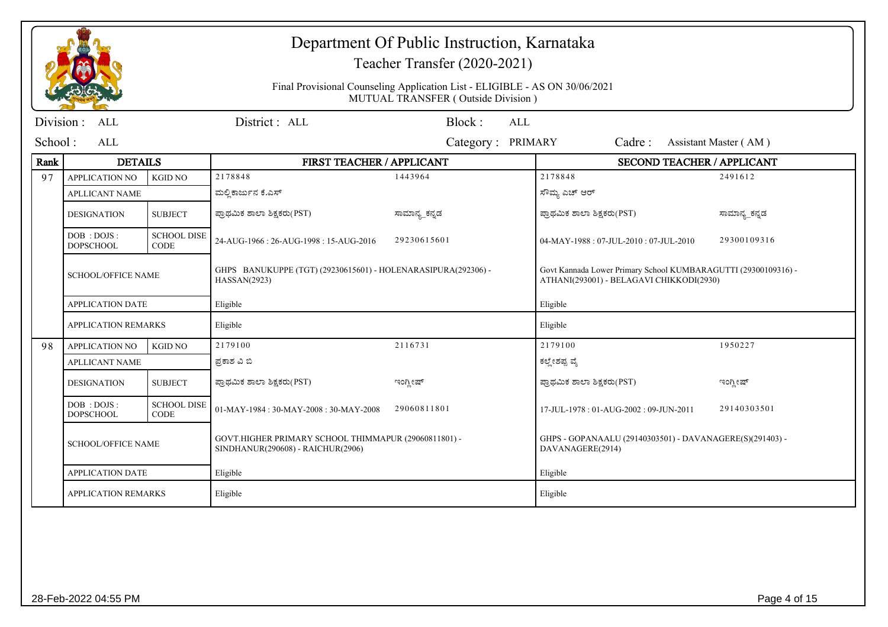# Department Of Public Instruction, Karnataka

## Teacher Transfer (2020-2021)

Final Provisional Counseling Application List - ELIGIBLE - AS ON 30/06/2021
MUTUAL TRANSFER ( Outside Division )

Division : ALL | District : ALL | Block : ALL

School : ALL | Category : PRIMARY | Cadre : Assistant Master ( AM )

| Rank | DETAILS | | FIRST TEACHER / APPLICANT | | SECOND TEACHER / APPLICANT | |
|---|---|---|---|---|---|---|
| 97 | APPLICATION NO | KGID NO | 2178848 | 1443964 | 2178848 | 2491612 |
| | APLLICANT NAME | | ಮಲ್ಲಿಕಾರ್ಜುನ ಕೆ.ಎಸ್ | | ಸೌಮ್ಯ ಎಚ್ ಆರ್ | |
| | DESIGNATION | SUBJECT | ಪ್ರಾಥಮಿಕ ಶಾಲಾ ಶಿಕ್ಷಕರು(PST) | ಸಾಮಾನ್ಯ_ಕನ್ನಡ | ಪ್ರಾಥಮಿಕ ಶಾಲಾ ಶಿಕ್ಷಕರು(PST) | ಸಾಮಾನ್ಯ_ಕನ್ನಡ |
| | DOB : DOJS : DOPSCHOOL | SCHOOL DISE CODE | 24-AUG-1966 : 26-AUG-1998 : 15-AUG-2016 | 29230615601 | 04-MAY-1988 : 07-JUL-2010 : 07-JUL-2010 | 29300109316 |
| | SCHOOL/OFFICE NAME | | GHPS BANUKUPPE (TGT) (29230615601) - HOLENARASIPURA(292306) - HASSAN(2923) | | Govt Kannada Lower Primary School KUMBARAGUTTI (29300109316) - ATHANI(293001) - BELAGAVI CHIKKODI(2930) | |
| | APPLICATION DATE | | Eligible | | Eligible | |
| | APPLICATION REMARKS | | Eligible | | Eligible | |
| 98 | APPLICATION NO | KGID NO | 2179100 | 2116731 | 2179100 | 1950227 |
| | APLLICANT NAME | | ಪ್ರಕಾಶ ವಿ ಬಿ | | ಕಲ್ಲೇಶಪ್ಪ ವೈ | |
| | DESIGNATION | SUBJECT | ಪ್ರಾಥಮಿಕ ಶಾಲಾ ಶಿಕ್ಷಕರು(PST) | ಇಂಗ್ಲೀಷ್ | ಪ್ರಾಥಮಿಕ ಶಾಲಾ ಶಿಕ್ಷಕರು(PST) | ಇಂಗ್ಲೀಷ್ |
| | DOB : DOJS : DOPSCHOOL | SCHOOL DISE CODE | 01-MAY-1984 : 30-MAY-2008 : 30-MAY-2008 | 29060811801 | 17-JUL-1978 : 01-AUG-2002 : 09-JUN-2011 | 29140303501 |
| | SCHOOL/OFFICE NAME | | GOVT.HIGHER PRIMARY SCHOOL THIMMAPUR (29060811801) - SINDHANUR(290608) - RAICHUR(2906) | | GHPS - GOPANAALU (29140303501) - DAVANAGERE(S)(291403) - DAVANAGERE(2914) | |
| | APPLICATION DATE | | Eligible | | Eligible | |
| | APPLICATION REMARKS | | Eligible | | Eligible | |

28-Feb-2022 04:55 PM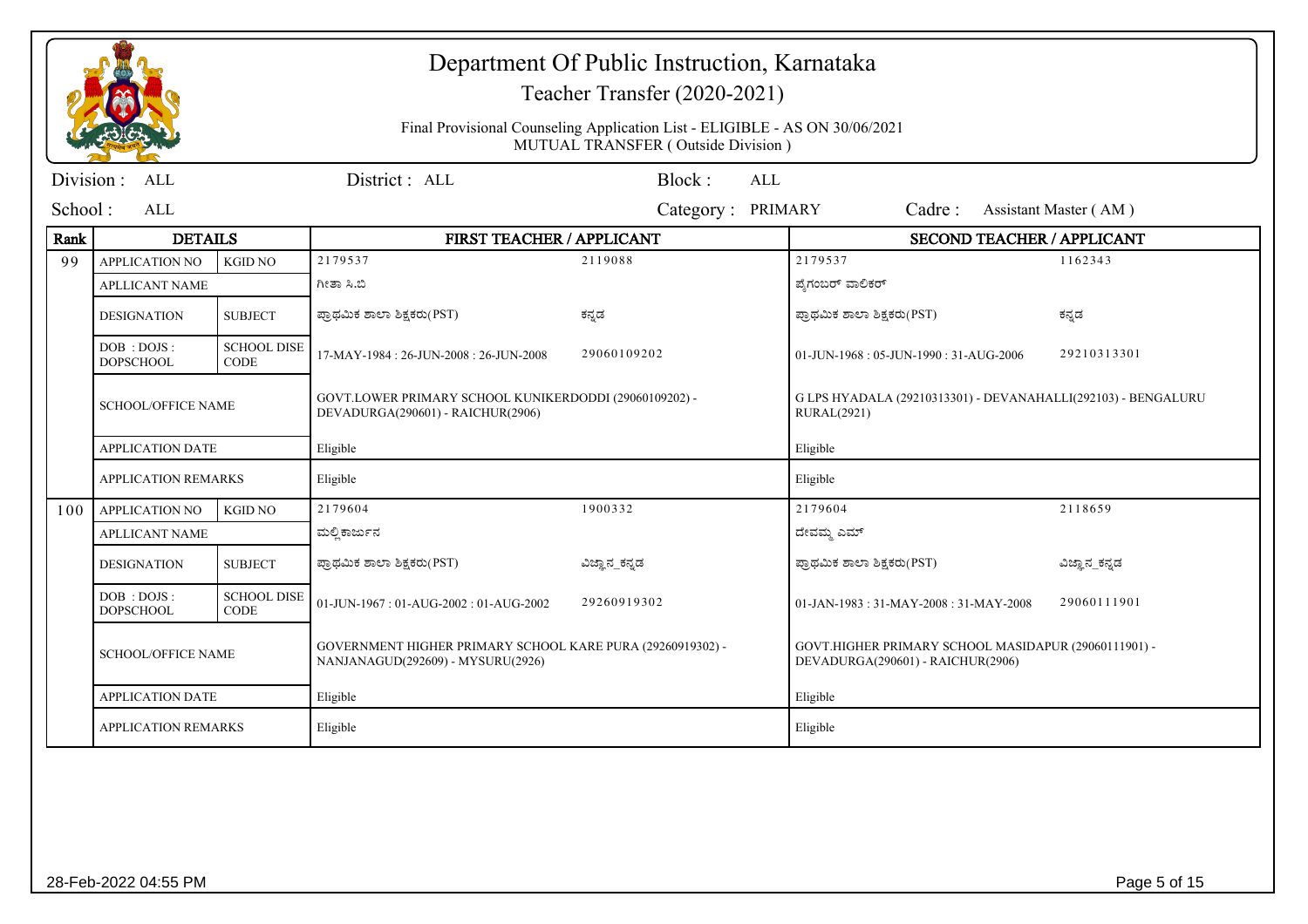# Department Of Public Instruction, Karnataka

Teacher Transfer (2020-2021)

Final Provisional Counseling Application List - ELIGIBLE - AS ON 30/06/2021
MUTUAL TRANSFER ( Outside Division )

Division : ALL | District : ALL | Block : ALL

School : ALL | Category : PRIMARY | Cadre : Assistant Master ( AM )

| Rank | DETAILS | | FIRST TEACHER / APPLICANT | | SECOND TEACHER / APPLICANT | |
|---|---|---|---|---|---|---|
| 99 | APPLICATION NO | KGID NO | 2179537 | 2119088 | 2179537 | 1162343 |
| | APLLICANT NAME | | ಗೀತಾ ಸಿ.ಬಿ | | ಪೈಗಂಬರ್ ವಾಲಿಕರ್ | |
| | DESIGNATION | SUBJECT | ಪ್ರಾಥಮಿಕ ಶಾಲಾ ಶಿಕ್ಷಕರು(PST) | ಕನ್ನಡ | ಪ್ರಾಥಮಿಕ ಶಾಲಾ ಶಿಕ್ಷಕರು(PST) | ಕನ್ನಡ |
| | DOB : DOJS : DOPSCHOOL | SCHOOL DISE CODE | 17-MAY-1984 : 26-JUN-2008 : 26-JUN-2008 | 29060109202 | 01-JUN-1968 : 05-JUN-1990 : 31-AUG-2006 | 29210313301 |
| | SCHOOL/OFFICE NAME | | GOVT.LOWER PRIMARY SCHOOL KUNIKERDODDI (29060109202) - DEVADURGA(290601) - RAICHUR(2906) | | G LPS HYADALA (29210313301) - DEVANAHALLI(292103) - BENGALURU RURAL(2921) | |
| | APPLICATION DATE | | Eligible | | Eligible | |
| | APPLICATION REMARKS | | Eligible | | Eligible | |
| 100 | APPLICATION NO | KGID NO | 2179604 | 1900332 | 2179604 | 2118659 |
| | APLLICANT NAME | | ಮಲ್ಲಿಕಾರ್ಜುನ | | ದೇವಮ್ಮ ಎಮ್ | |
| | DESIGNATION | SUBJECT | ಪ್ರಾಥಮಿಕ ಶಾಲಾ ಶಿಕ್ಷಕರು(PST) | ವಿಜ್ಞಾನ_ಕನ್ನಡ | ಪ್ರಾಥಮಿಕ ಶಾಲಾ ಶಿಕ್ಷಕರು(PST) | ವಿಜ್ಞಾನ_ಕನ್ನಡ |
| | DOB : DOJS : DOPSCHOOL | SCHOOL DISE CODE | 01-JUN-1967 : 01-AUG-2002 : 01-AUG-2002 | 29260919302 | 01-JAN-1983 : 31-MAY-2008 : 31-MAY-2008 | 29060111901 |
| | SCHOOL/OFFICE NAME | | GOVERNMENT HIGHER PRIMARY SCHOOL KARE PURA (29260919302) - NANJANAGUD(292609) - MYSURU(2926) | | GOVT.HIGHER PRIMARY SCHOOL MASIDAPUR (29060111901) - DEVADURGA(290601) - RAICHUR(2906) | |
| | APPLICATION DATE | | Eligible | | Eligible | |
| | APPLICATION REMARKS | | Eligible | | Eligible | |

28-Feb-2022 04:55 PM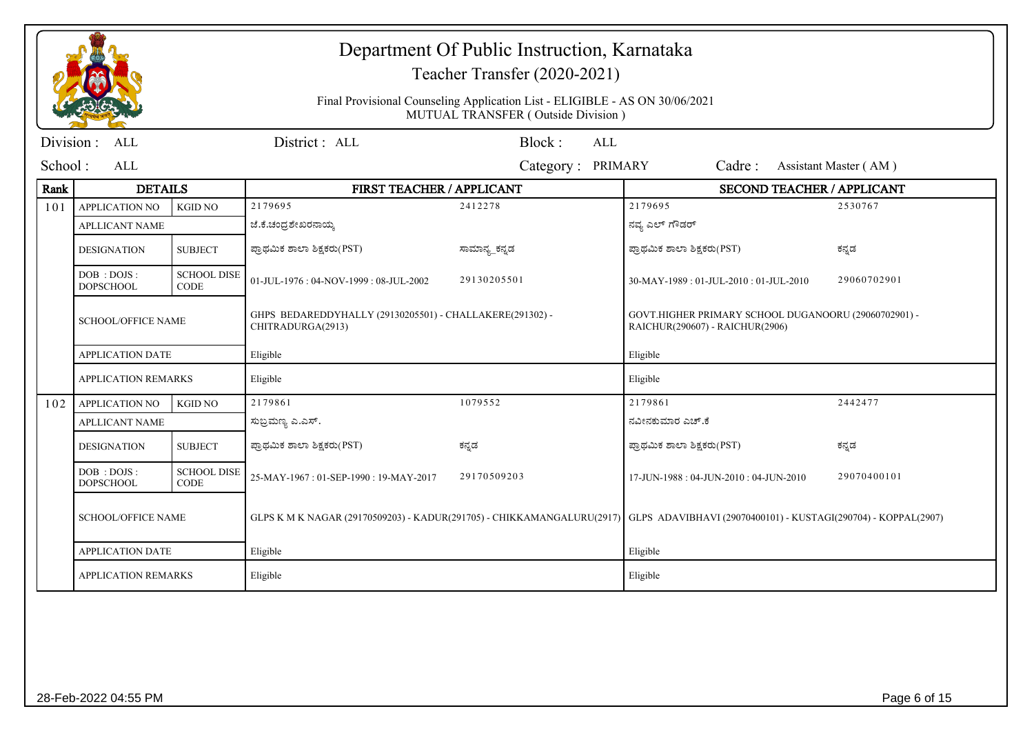# Department Of Public Instruction, Karnataka

## Teacher Transfer (2020-2021)

Final Provisional Counseling Application List - ELIGIBLE - AS ON 30/06/2021
MUTUAL TRANSFER ( Outside Division )

Division : ALL | District : ALL | Block : ALL

School : ALL | Category : PRIMARY | Cadre : Assistant Master ( AM )

| Rank | DETAILS | | FIRST TEACHER / APPLICANT | | SECOND TEACHER / APPLICANT | |
|---|---|---|---|---|---|---|
| 101 | APPLICATION NO | KGID NO | 2179695 | 2412278 | 2179695 | 2530767 |
| | APLLICANT NAME | | ಜಿ.ಕೆ.ಚಂದ್ರಶೇಖರನಾಯ್ಕ | | ನವ್ಯ ಎಲ್ ಗೌಡರ್ | |
| | DESIGNATION | SUBJECT | ಪ್ರಾಥಮಿಕ ಶಾಲಾ ಶಿಕ್ಷಕರು(PST) | ಸಾಮಾನ್ಯ_ಕನ್ನಡ | ಪ್ರಾಥಮಿಕ ಶಾಲಾ ಶಿಕ್ಷಕರು(PST) | ಕನ್ನಡ |
| | DOB : DOJS : DOPSCHOOL | SCHOOL DISE CODE | 01-JUL-1976 : 04-NOV-1999 : 08-JUL-2002 | 29130205501 | 30-MAY-1989 : 01-JUL-2010 : 01-JUL-2010 | 29060702901 |
| | SCHOOL/OFFICE NAME | | GHPS BEDAREDDYHALLY (29130205501) - CHALLAKERE(291302) - CHITRADURGA(2913) | | GOVT.HIGHER PRIMARY SCHOOL DUGANOORU (29060702901) - RAICHUR(290607) - RAICHUR(2906) | |
| | APPLICATION DATE | | Eligible | | Eligible | |
| | APPLICATION REMARKS | | Eligible | | Eligible | |
| 102 | APPLICATION NO | KGID NO | 2179861 | 1079552 | 2179861 | 2442477 |
| | APLLICANT NAME | | ಸುಬ್ರಮಣ್ಯ ಎ.ಎಸ್. | | ನವೀನಕುಮಾರ ಎಚ್.ಕೆ | |
| | DESIGNATION | SUBJECT | ಪ್ರಾಥಮಿಕ ಶಾಲಾ ಶಿಕ್ಷಕರು(PST) | ಕನ್ನಡ | ಪ್ರಾಥಮಿಕ ಶಾಲಾ ಶಿಕ್ಷಕರು(PST) | ಕನ್ನಡ |
| | DOB : DOJS : DOPSCHOOL | SCHOOL DISE CODE | 25-MAY-1967 : 01-SEP-1990 : 19-MAY-2017 | 29170509203 | 17-JUN-1988 : 04-JUN-2010 : 04-JUN-2010 | 29070400101 |
| | SCHOOL/OFFICE NAME | | GLPS K M K NAGAR (29170509203) - KADUR(291705) - CHIKKAMANGALURU(2917) | | GLPS ADAVIBHAVI (29070400101) - KUSTAGI(290704) - KOPPAL(2907) | |
| | APPLICATION DATE | | Eligible | | Eligible | |
| | APPLICATION REMARKS | | Eligible | | Eligible | |

28-Feb-2022 04:55 PM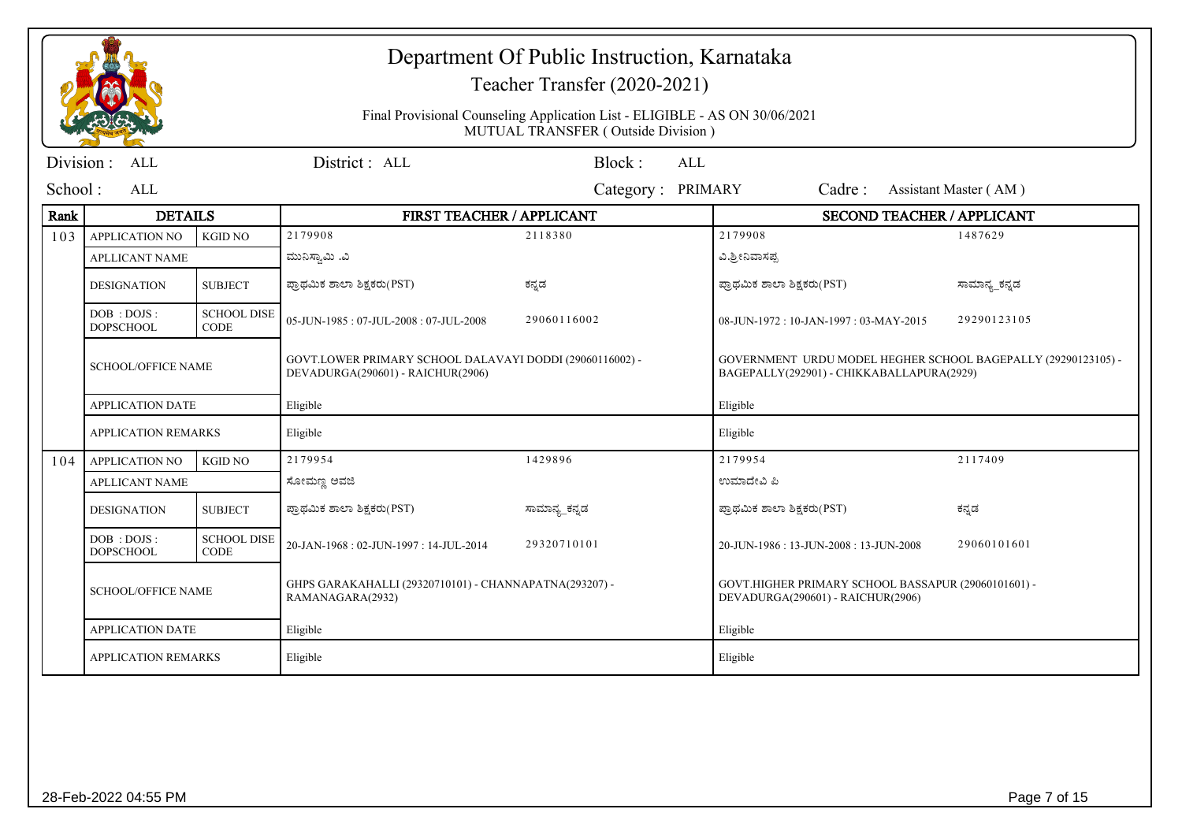# Department Of Public Instruction, Karnataka

## Teacher Transfer (2020-2021)

Final Provisional Counseling Application List - ELIGIBLE - AS ON 30/06/2021

MUTUAL TRANSFER ( Outside Division )

Division : ALL | District : ALL | Block : ALL

School : ALL | Category : PRIMARY | Cadre : Assistant Master ( AM )

| Rank | DETAILS | | FIRST TEACHER / APPLICANT | | SECOND TEACHER / APPLICANT | |
|---|---|---|---|---|---|---|
| 103 | APPLICATION NO | KGID NO | 2179908 | 2118380 | 2179908 | 1487629 |
| | APLLICANT NAME | | ಮುನಿಸ್ವಾಮಿ .ವಿ | | ವಿ.ಶ್ರೀನಿವಾಸಪ್ಪ | |
| | DESIGNATION | SUBJECT | ಪ್ರಾಥಮಿಕ ಶಾಲಾ ಶಿಕ್ಷಕರು(PST) | ಕನ್ನಡ | ಪ್ರಾಥಮಿಕ ಶಾಲಾ ಶಿಕ್ಷಕರು(PST) | ಸಾಮಾನ್ಯ_ಕನ್ನಡ |
| | DOB : DOJS : DOPSCHOOL | SCHOOL DISE CODE | 05-JUN-1985 : 07-JUL-2008 : 07-JUL-2008 | 29060116002 | 08-JUN-1972 : 10-JAN-1997 : 03-MAY-2015 | 29290123105 |
| | SCHOOL/OFFICE NAME | | GOVT.LOWER PRIMARY SCHOOL DALAVAYI DODDI (29060116002) - DEVADURGA(290601) - RAICHUR(2906) | | GOVERNMENT URDU MODEL HEGHER SCHOOL BAGEPALLY (29290123105) - BAGEPALLY(292901) - CHIKKABALLAPURA(2929) | |
| | APPLICATION DATE | | Eligible | | Eligible | |
| | APPLICATION REMARKS | | Eligible | | Eligible | |
| 104 | APPLICATION NO | KGID NO | 2179954 | 1429896 | 2179954 | 2117409 |
| | APLLICANT NAME | | ಸೋಮಣ್ಣ ಅವಜಿ | | ಉಮಾದೇವಿ ಪಿ | |
| | DESIGNATION | SUBJECT | ಪ್ರಾಥಮಿಕ ಶಾಲಾ ಶಿಕ್ಷಕರು(PST) | ಸಾಮಾನ್ಯ_ಕನ್ನಡ | ಪ್ರಾಥಮಿಕ ಶಾಲಾ ಶಿಕ್ಷಕರು(PST) | ಕನ್ನಡ |
| | DOB : DOJS : DOPSCHOOL | SCHOOL DISE CODE | 20-JAN-1968 : 02-JUN-1997 : 14-JUL-2014 | 29320710101 | 20-JUN-1986 : 13-JUN-2008 : 13-JUN-2008 | 29060101601 |
| | SCHOOL/OFFICE NAME | | GHPS GARAKAHALLI (29320710101) - CHANNAPATNA(293207) - RAMANAGARA(2932) | | GOVT.HIGHER PRIMARY SCHOOL BASSAPUR (29060101601) - DEVADURGA(290601) - RAICHUR(2906) | |
| | APPLICATION DATE | | Eligible | | Eligible | |
| | APPLICATION REMARKS | | Eligible | | Eligible | |

28-Feb-2022 04:55 PM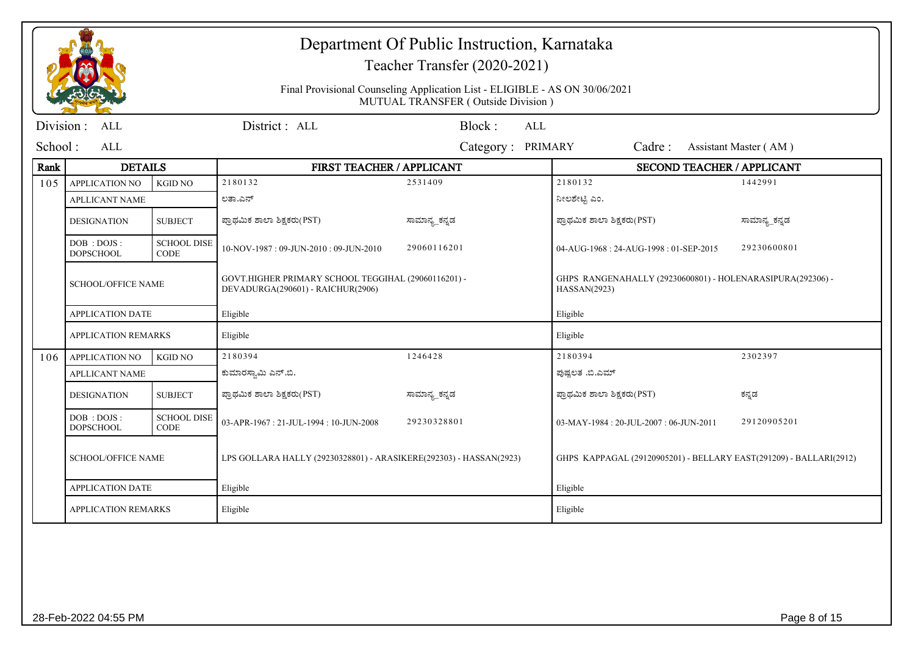# Department Of Public Instruction, Karnataka

## Teacher Transfer (2020-2021)

Final Provisional Counseling Application List - ELIGIBLE - AS ON 30/06/2021
MUTUAL TRANSFER ( Outside Division )

Division : ALL | District : ALL | Block : ALL

School : ALL | Category : PRIMARY | Cadre : Assistant Master ( AM )

| Rank | DETAILS | | FIRST TEACHER / APPLICANT | | SECOND TEACHER / APPLICANT | |
|---|---|---|---|---|---|---|
| 105 | APPLICATION NO | KGID NO | 2180132 | 2531409 | 2180132 | 1442991 |
| | APLLICANT NAME | | ಲತಾ.ಎನ್ | | ನೀಲಶೇಟ್ಟಿ ಎಂ. | |
| | DESIGNATION | SUBJECT | ಪ್ರಾಥಮಿಕ ಶಾಲಾ ಶಿಕ್ಷಕರು(PST) | ಸಾಮಾನ್ಯ_ಕನ್ನಡ | ಪ್ರಾಥಮಿಕ ಶಾಲಾ ಶಿಕ್ಷಕರು(PST) | ಸಾಮಾನ್ಯ_ಕನ್ನಡ |
| | DOB : DOJS : DOPSCHOOL | SCHOOL DISE CODE | 10-NOV-1987 : 09-JUN-2010 : 09-JUN-2010 | 29060116201 | 04-AUG-1968 : 24-AUG-1998 : 01-SEP-2015 | 29230600801 |
| | SCHOOL/OFFICE NAME | | GOVT.HIGHER PRIMARY SCHOOL TEGGIHAL (29060116201) - DEVADURGA(290601) - RAICHUR(2906) | | GHPS RANGENAHALLY (29230600801) - HOLENARASIPURA(292306) - HASSAN(2923) | |
| | APPLICATION DATE | | Eligible | | Eligible | |
| | APPLICATION REMARKS | | Eligible | | Eligible | |
| 106 | APPLICATION NO | KGID NO | 2180394 | 1246428 | 2180394 | 2302397 |
| | APLLICANT NAME | | ಕುಮಾರಸ್ವಾಮಿ ಎನ್.ಬಿ. | | ಪುಷ್ಪಲತ .ಬಿ.ಎಮ್ | |
| | DESIGNATION | SUBJECT | ಪ್ರಾಥಮಿಕ ಶಾಲಾ ಶಿಕ್ಷಕರು(PST) | ಸಾಮಾನ್ಯ_ಕನ್ನಡ | ಪ್ರಾಥಮಿಕ ಶಾಲಾ ಶಿಕ್ಷಕರು(PST) | ಕನ್ನಡ |
| | DOB : DOJS : DOPSCHOOL | SCHOOL DISE CODE | 03-APR-1967 : 21-JUL-1994 : 10-JUN-2008 | 29230328801 | 03-MAY-1984 : 20-JUL-2007 : 06-JUN-2011 | 29120905201 |
| | SCHOOL/OFFICE NAME | | LPS GOLLARA HALLY (29230328801) - ARASIKERE(292303) - HASSAN(2923) | | GHPS KAPPAGAL (29120905201) - BELLARY EAST(291209) - BALLARI(2912) | |
| | APPLICATION DATE | | Eligible | | Eligible | |
| | APPLICATION REMARKS | | Eligible | | Eligible | |

28-Feb-2022 04:55 PM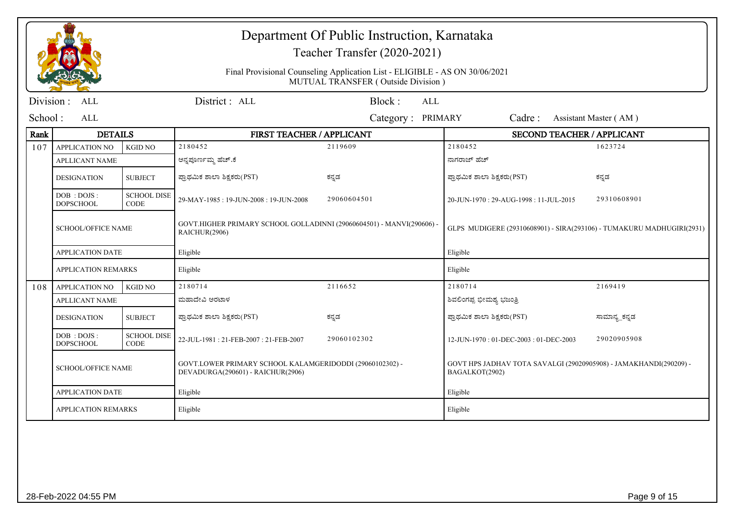# Department Of Public Instruction, Karnataka

Teacher Transfer (2020-2021)

Final Provisional Counseling Application List - ELIGIBLE - AS ON 30/06/2021
MUTUAL TRANSFER ( Outside Division )

Division : ALL | District : ALL | Block : ALL

School : ALL | Category : PRIMARY | Cadre : Assistant Master ( AM )

| Rank | DETAILS | | FIRST TEACHER / APPLICANT | | SECOND TEACHER / APPLICANT | |
|---|---|---|---|---|---|---|
| 107 | APPLICATION NO | KGID NO | 2180452 | 2119609 | 2180452 | 1623724 |
| | APLLICANT NAME | | ಅನ್ನಪೂರ್ಣಮ್ಮ ಹೆಚ್.ಕೆ | | ನಾಗರಾಜ್ ಹೆಚ್ | |
| | DESIGNATION | SUBJECT | ಪ್ರಾಥಮಿಕ ಶಾಲಾ ಶಿಕ್ಷಕರು(PST) | ಕನ್ನಡ | ಪ್ರಾಥಮಿಕ ಶಾಲಾ ಶಿಕ್ಷಕರು(PST) | ಕನ್ನಡ |
| | DOB : DOJS : DOPSCHOOL | SCHOOL DISE CODE | 29-MAY-1985 : 19-JUN-2008 : 19-JUN-2008 | 29060604501 | 20-JUN-1970 : 29-AUG-1998 : 11-JUL-2015 | 29310608901 |
| | SCHOOL/OFFICE NAME | | GOVT.HIGHER PRIMARY SCHOOL GOLLADINNI (29060604501) - MANVI(290606) - RAICHUR(2906) | | GLPS MUDIGERE (29310608901) - SIRA(293106) - TUMAKURU MADHUGIRI(2931) | |
| | APPLICATION DATE | | Eligible | | Eligible | |
| | APPLICATION REMARKS | | Eligible | | Eligible | |
| 108 | APPLICATION NO | KGID NO | 2180714 | 2116652 | 2180714 | 2169419 |
| | APLLICANT NAME | | ಮಹಾದೇವಿ ಆರಟಾಳ | | ಶಿವಲಿಂಗಪ್ಪ ಭೀಮಪ್ಪ ಭಜಂತ್ರಿ | |
| | DESIGNATION | SUBJECT | ಪ್ರಾಥಮಿಕ ಶಾಲಾ ಶಿಕ್ಷಕರು(PST) | ಕನ್ನಡ | ಪ್ರಾಥಮಿಕ ಶಾಲಾ ಶಿಕ್ಷಕರು(PST) | ಸಾಮಾನ್ಯ_ಕನ್ನಡ |
| | DOB : DOJS : DOPSCHOOL | SCHOOL DISE CODE | 22-JUL-1981 : 21-FEB-2007 : 21-FEB-2007 | 29060102302 | 12-JUN-1970 : 01-DEC-2003 : 01-DEC-2003 | 29020905908 |
| | SCHOOL/OFFICE NAME | | GOVT.LOWER PRIMARY SCHOOL KALAMGERIDODDI (29060102302) - DEVADURGA(290601) - RAICHUR(2906) | | GOVT HPS JADHAV TOTA SAVALGI (29020905908) - JAMAKHANDI(290209) - BAGALKOT(2902) | |
| | APPLICATION DATE | | Eligible | | Eligible | |
| | APPLICATION REMARKS | | Eligible | | Eligible | |

28-Feb-2022 04:55 PM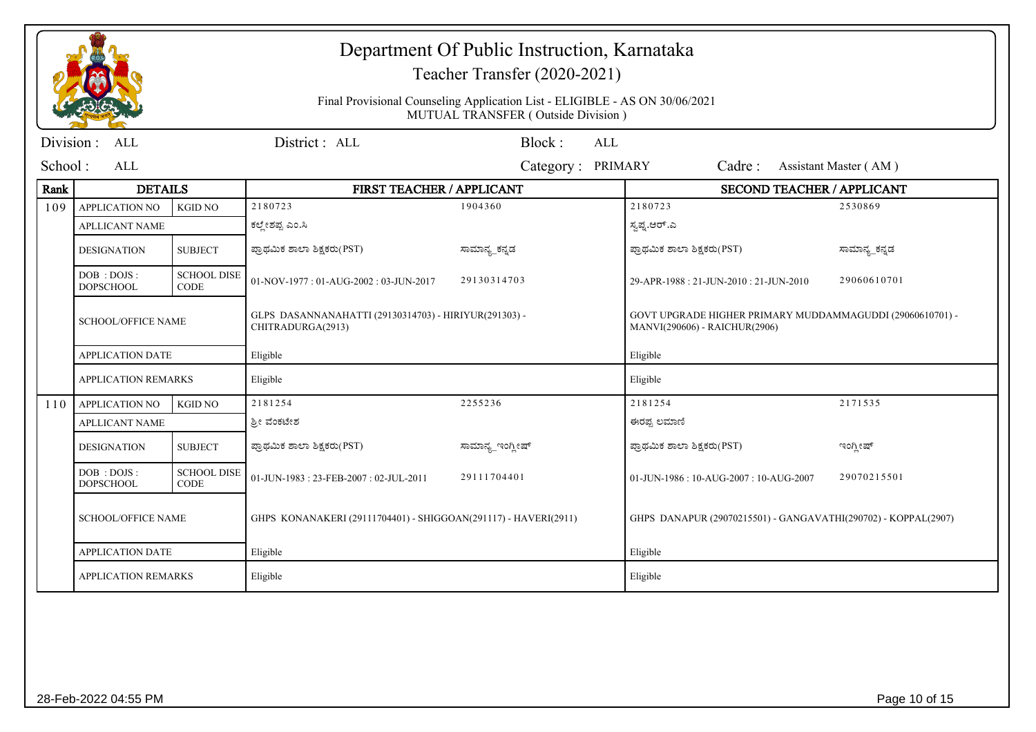# Department Of Public Instruction, Karnataka

Teacher Transfer (2020-2021)

Final Provisional Counseling Application List - ELIGIBLE - AS ON 30/06/2021

MUTUAL TRANSFER ( Outside Division )

Division : ALL | District : ALL | Block : ALL

School : ALL | Category : PRIMARY | Cadre : Assistant Master ( AM )

| Rank | DETAILS | | FIRST TEACHER / APPLICANT | | SECOND TEACHER / APPLICANT | |
|---|---|---|---|---|---|---|
| 109 | APPLICATION NO | KGID NO | 2180723 | 1904360 | 2180723 | 2530869 |
| | APLLICANT NAME | | ಕಲ್ಲೇಶಪ್ಪ ಎಂ.ಸಿ | | ಸ್ವಪ್ನ.ಆರ್.ಎ | |
| | DESIGNATION | SUBJECT | ಪ್ರಾಥಮಿಕ ಶಾಲಾ ಶಿಕ್ಷಕರು(PST) | ಸಾಮಾನ್ಯ_ಕನ್ನಡ | ಪ್ರಾಥಮಿಕ ಶಾಲಾ ಶಿಕ್ಷಕರು(PST) | ಸಾಮಾನ್ಯ_ಕನ್ನಡ |
| | DOB : DOJS : DOPSCHOOL | SCHOOL DISE CODE | 01-NOV-1977 : 01-AUG-2002 : 03-JUN-2017 | 29130314703 | 29-APR-1988 : 21-JUN-2010 : 21-JUN-2010 | 29060610701 |
| | SCHOOL/OFFICE NAME | | GLPS DASANNANAHATTI (29130314703) - HIRIYUR(291303) - CHITRADURGA(2913) | | GOVT UPGRADE HIGHER PRIMARY MUDDAMMAGUDDI (29060610701) - MANVI(290606) - RAICHUR(2906) | |
| | APPLICATION DATE | | Eligible | | Eligible | |
| | APPLICATION REMARKS | | Eligible | | Eligible | |
| 110 | APPLICATION NO | KGID NO | 2181254 | 2255236 | 2181254 | 2171535 |
| | APLLICANT NAME | | ಶ್ರೀ ವೆಂಕಟೇಶ | | ಈರಪ್ಪ ಲಮಾಣಿ | |
| | DESIGNATION | SUBJECT | ಪ್ರಾಥಮಿಕ ಶಾಲಾ ಶಿಕ್ಷಕರು(PST) | ಸಾಮಾನ್ಯ_ಇಂಗ್ಲೀಷ್ | ಪ್ರಾಥಮಿಕ ಶಾಲಾ ಶಿಕ್ಷಕರು(PST) | ಇಂಗ್ಲೀಷ್ |
| | DOB : DOJS : DOPSCHOOL | SCHOOL DISE CODE | 01-JUN-1983 : 23-FEB-2007 : 02-JUL-2011 | 29111704401 | 01-JUN-1986 : 10-AUG-2007 : 10-AUG-2007 | 29070215501 |
| | SCHOOL/OFFICE NAME | | GHPS KONANAKERI (29111704401) - SHIGGOAN(291117) - HAVERI(2911) | | GHPS DANAPUR (29070215501) - GANGAVATHI(290702) - KOPPAL(2907) | |
| | APPLICATION DATE | | Eligible | | Eligible | |
| | APPLICATION REMARKS | | Eligible | | Eligible | |

28-Feb-2022 04:55 PM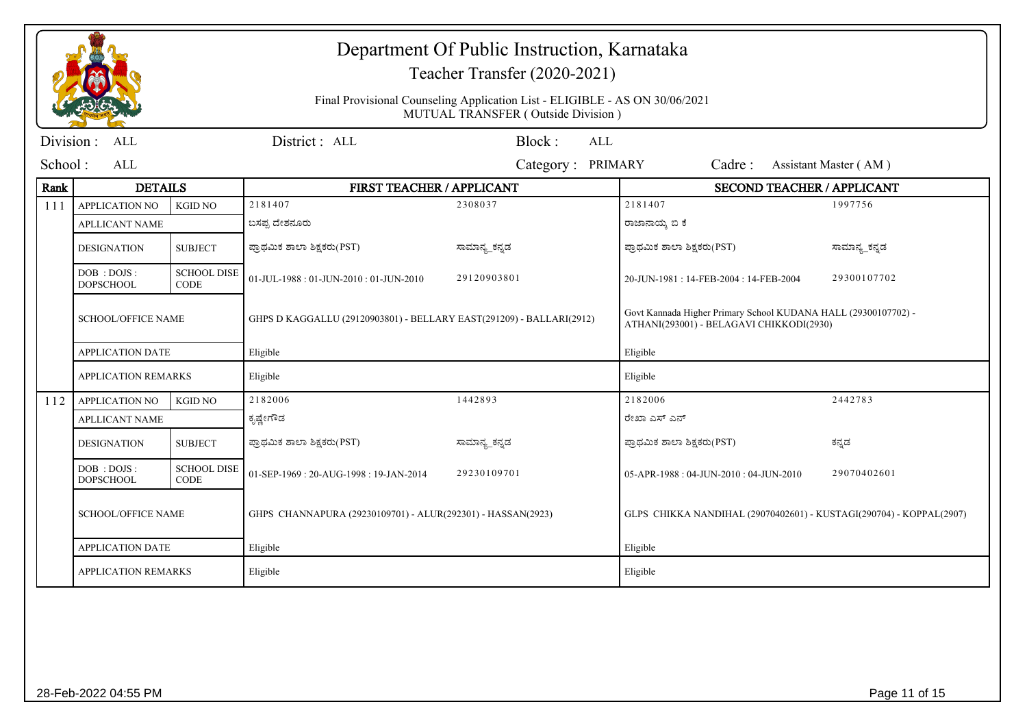# Department Of Public Instruction, Karnataka

## Teacher Transfer (2020-2021)

Final Provisional Counseling Application List - ELIGIBLE - AS ON 30/06/2021
MUTUAL TRANSFER ( Outside Division )

Division : ALL | District : ALL | Block : ALL

School : ALL | Category : PRIMARY | Cadre : Assistant Master ( AM )

| Rank | DETAILS | | FIRST TEACHER / APPLICANT | | SECOND TEACHER / APPLICANT | |
|---|---|---|---|---|---|---|
| 111 | APPLICATION NO | KGID NO | 2181407 | 2308037 | 2181407 | 1997756 |
| | APLLICANT NAME | | ಬಸಪ್ಪ ದೇಶನೂರು | | ರಾಜಾನಾಯ್ಕ ಬಿ ಕೆ | |
| | DESIGNATION | SUBJECT | ಪ್ರಾಥಮಿಕ ಶಾಲಾ ಶಿಕ್ಷಕರು(PST) | ಸಾಮಾನ್ಯ_ಕನ್ನಡ | ಪ್ರಾಥಮಿಕ ಶಾಲಾ ಶಿಕ್ಷಕರು(PST) | ಸಾಮಾನ್ಯ_ಕನ್ನಡ |
| | DOB : DOJS : DOPSCHOOL | SCHOOL DISE CODE | 01-JUL-1988 : 01-JUN-2010 : 01-JUN-2010 | 29120903801 | 20-JUN-1981 : 14-FEB-2004 : 14-FEB-2004 | 29300107702 |
| | SCHOOL/OFFICE NAME | | GHPS D KAGGALLU (29120903801) - BELLARY EAST(291209) - BALLARI(2912) | | Govt Kannada Higher Primary School KUDANA HALL (29300107702) - ATHANI(293001) - BELAGAVI CHIKKODI(2930) | |
| | APPLICATION DATE | | Eligible | | Eligible | |
| | APPLICATION REMARKS | | Eligible | | Eligible | |
| 112 | APPLICATION NO | KGID NO | 2182006 | 1442893 | 2182006 | 2442783 |
| | APLLICANT NAME | | ಕೃಷ್ಣೇಗೌಡ | | ರೇಖಾ ಎಸ್ ಎನ್ | |
| | DESIGNATION | SUBJECT | ಪ್ರಾಥಮಿಕ ಶಾಲಾ ಶಿಕ್ಷಕರು(PST) | ಸಾಮಾನ್ಯ_ಕನ್ನಡ | ಪ್ರಾಥಮಿಕ ಶಾಲಾ ಶಿಕ್ಷಕರು(PST) | ಕನ್ನಡ |
| | DOB : DOJS : DOPSCHOOL | SCHOOL DISE CODE | 01-SEP-1969 : 20-AUG-1998 : 19-JAN-2014 | 29230109701 | 05-APR-1988 : 04-JUN-2010 : 04-JUN-2010 | 29070402601 |
| | SCHOOL/OFFICE NAME | | GHPS CHANNAPURA (29230109701) - ALUR(292301) - HASSAN(2923) | | GLPS CHIKKA NANDIHAL (29070402601) - KUSTAGI(290704) - KOPPAL(2907) | |
| | APPLICATION DATE | | Eligible | | Eligible | |
| | APPLICATION REMARKS | | Eligible | | Eligible | |

28-Feb-2022 04:55 PM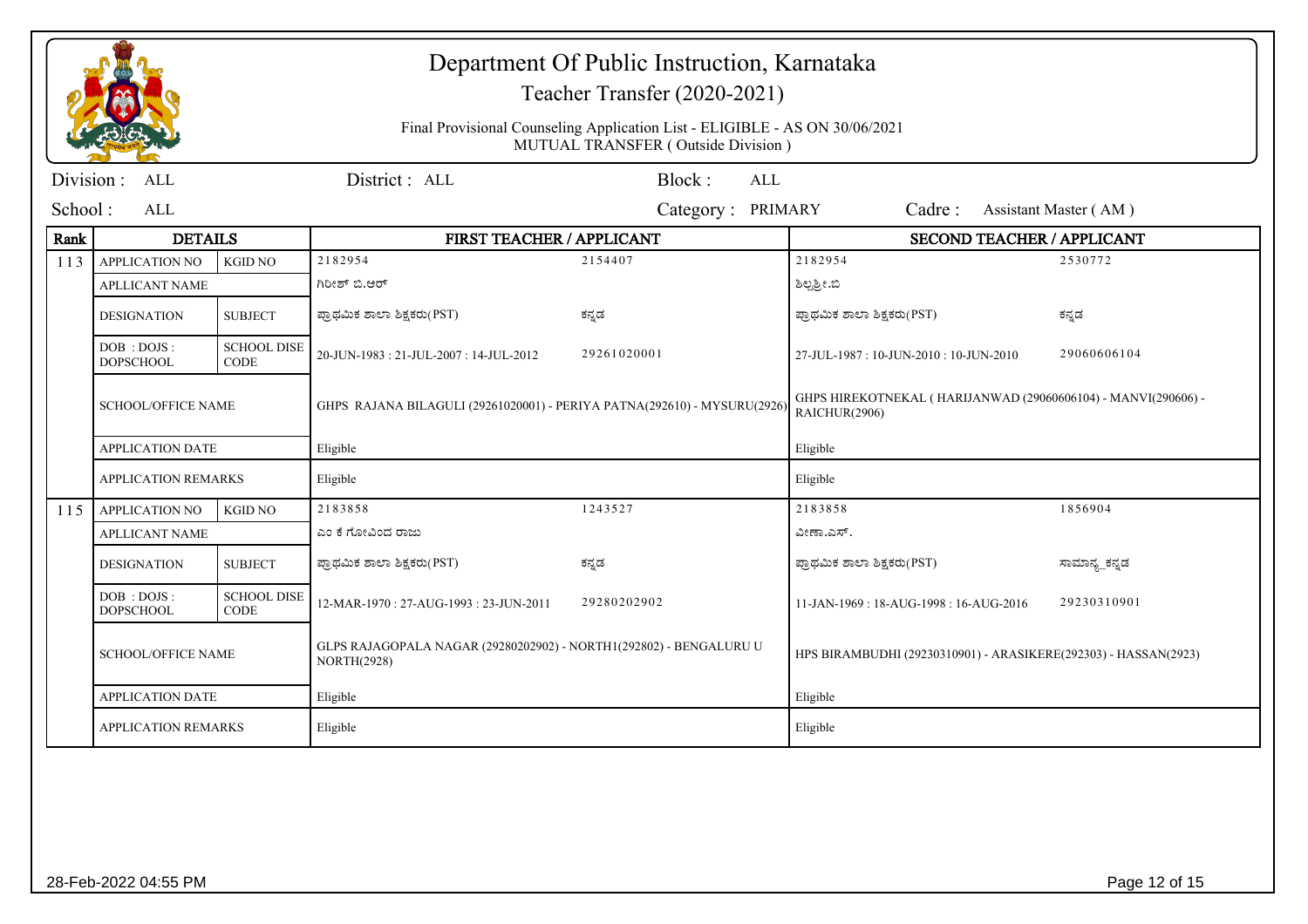# Department Of Public Instruction, Karnataka

## Teacher Transfer (2020-2021)

Final Provisional Counseling Application List - ELIGIBLE - AS ON 30/06/2021
MUTUAL TRANSFER ( Outside Division )

Division : ALL | District : ALL | Block : ALL

School : ALL | Category : PRIMARY | Cadre : Assistant Master ( AM )

| Rank | DETAILS | | FIRST TEACHER / APPLICANT | | SECOND TEACHER / APPLICANT | |
|---|---|---|---|---|---|---|
| 113 | APPLICATION NO | KGID NO | 2182954 | 2154407 | 2182954 | 2530772 |
| | APLLICANT NAME | | ಗಿರೀಶ್ ಬಿ.ಆರ್ | | ಶಿಲ್ಪಶ್ರೀ.ಬಿ | |
| | DESIGNATION | SUBJECT | ಪ್ರಾಥಮಿಕ ಶಾಲಾ ಶಿಕ್ಷಕರು(PST) | ಕನ್ನಡ | ಪ್ರಾಥಮಿಕ ಶಾಲಾ ಶಿಕ್ಷಕರು(PST) | ಕನ್ನಡ |
| | DOB : DOJS : DOPSCHOOL | SCHOOL DISE CODE | 20-JUN-1983 : 21-JUL-2007 : 14-JUL-2012 | 29261020001 | 27-JUL-1987 : 10-JUN-2010 : 10-JUN-2010 | 29060606104 |
| | SCHOOL/OFFICE NAME | | GHPS RAJANA BILAGULI (29261020001) - PERIYA PATNA(292610) - MYSURU(2926) | | GHPS HIREKOTNEKAL ( HARIJANWAD (29060606104) - MANVI(290606) - RAICHUR(2906) | |
| | APPLICATION DATE | | Eligible | | Eligible | |
| | APPLICATION REMARKS | | Eligible | | Eligible | |
| 115 | APPLICATION NO | KGID NO | 2183858 | 1243527 | 2183858 | 1856904 |
| | APLLICANT NAME | | ಎಂ ಕೆ ಗೋವಿಂದ ರಾಜು | | ವೀಣಾ.ಎಸ್. | |
| | DESIGNATION | SUBJECT | ಪ್ರಾಥಮಿಕ ಶಾಲಾ ಶಿಕ್ಷಕರು(PST) | ಕನ್ನಡ | ಪ್ರಾಥಮಿಕ ಶಾಲಾ ಶಿಕ್ಷಕರು(PST) | ಸಾಮಾನ್ಯ_ಕನ್ನಡ |
| | DOB : DOJS : DOPSCHOOL | SCHOOL DISE CODE | 12-MAR-1970 : 27-AUG-1993 : 23-JUN-2011 | 29280202902 | 11-JAN-1969 : 18-AUG-1998 : 16-AUG-2016 | 29230310901 |
| | SCHOOL/OFFICE NAME | | GLPS RAJAGOPALA NAGAR (29280202902) - NORTH1(292802) - BENGALURU U NORTH(2928) | | HPS BIRAMBUDHI (29230310901) - ARASIKERE(292303) - HASSAN(2923) | |
| | APPLICATION DATE | | Eligible | | Eligible | |
| | APPLICATION REMARKS | | Eligible | | Eligible | |

28-Feb-2022 04:55 PM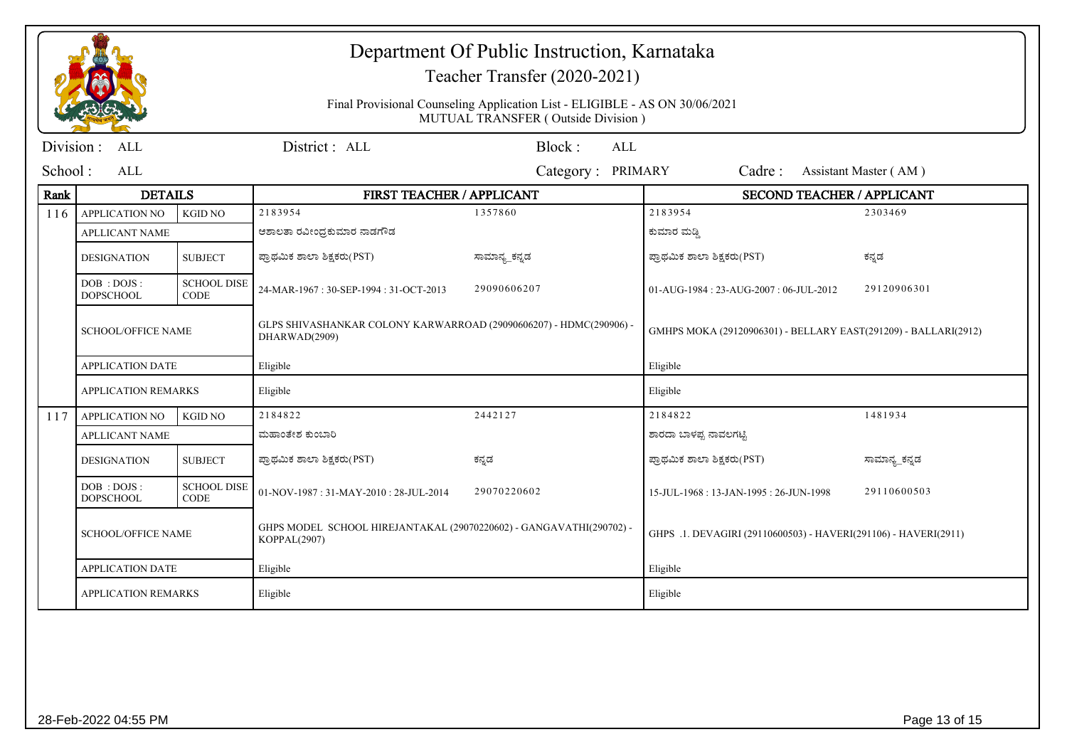# Department Of Public Instruction, Karnataka

## Teacher Transfer (2020-2021)

Final Provisional Counseling Application List - ELIGIBLE - AS ON 30/06/2021

MUTUAL TRANSFER ( Outside Division )

Division : ALL    District : ALL    Block : ALL

School : ALL    Category : PRIMARY    Cadre : Assistant Master ( AM )

| Rank | DETAILS | | FIRST TEACHER / APPLICANT | | SECOND TEACHER / APPLICANT | |
|---|---|---|---|---|---|---|
| 116 | APPLICATION NO | KGID NO | 2183954 | 1357860 | 2183954 | 2303469 |
| | APLLICANT NAME | | ಆಶಾಲತಾ ರವೀಂದ್ರಕುಮಾರ ನಾಡಗೌಡ | | ಕುಮಾರ ಮಡ್ಡಿ | |
| | DESIGNATION | SUBJECT | ಪ್ರಾಥಮಿಕ ಶಾಲಾ ಶಿಕ್ಷಕರು(PST) | ಸಾಮಾನ್ಯ_ಕನ್ನಡ | ಪ್ರಾಥಮಿಕ ಶಾಲಾ ಶಿಕ್ಷಕರು(PST) | ಕನ್ನಡ |
| | DOB : DOJS : DOPSCHOOL | SCHOOL DISE CODE | 24-MAR-1967 : 30-SEP-1994 : 31-OCT-2013 | 29090606207 | 01-AUG-1984 : 23-AUG-2007 : 06-JUL-2012 | 29120906301 |
| | SCHOOL/OFFICE NAME | | GLPS SHIVASHANKAR COLONY KARWARROAD (29090606207) - HDMC(290906) - DHARWAD(2909) | | GMHPS MOKA (29120906301) - BELLARY EAST(291209) - BALLARI(2912) | |
| | APPLICATION DATE | | Eligible | | Eligible | |
| | APPLICATION REMARKS | | Eligible | | Eligible | |
| 117 | APPLICATION NO | KGID NO | 2184822 | 2442127 | 2184822 | 1481934 |
| | APLLICANT NAME | | ಮಹಾಂತೇಶ ಕುಂಬಾರಿ | | ಶಾರದಾ ಬಾಳಪ್ಪ ನಾವಲಗಟ್ಟಿ | |
| | DESIGNATION | SUBJECT | ಪ್ರಾಥಮಿಕ ಶಾಲಾ ಶಿಕ್ಷಕರು(PST) | ಕನ್ನಡ | ಪ್ರಾಥಮಿಕ ಶಾಲಾ ಶಿಕ್ಷಕರು(PST) | ಸಾಮಾನ್ಯ_ಕನ್ನಡ |
| | DOB : DOJS : DOPSCHOOL | SCHOOL DISE CODE | 01-NOV-1987 : 31-MAY-2010 : 28-JUL-2014 | 29070220602 | 15-JUL-1968 : 13-JAN-1995 : 26-JUN-1998 | 29110600503 |
| | SCHOOL/OFFICE NAME | | GHPS MODEL SCHOOL HIREJANTAKAL (29070220602) - GANGAVATHI(290702) - KOPPAL(2907) | | GHPS .1. DEVAGIRI (29110600503) - HAVERI(291106) - HAVERI(2911) | |
| | APPLICATION DATE | | Eligible | | Eligible | |
| | APPLICATION REMARKS | | Eligible | | Eligible | |

28-Feb-2022 04:55 PM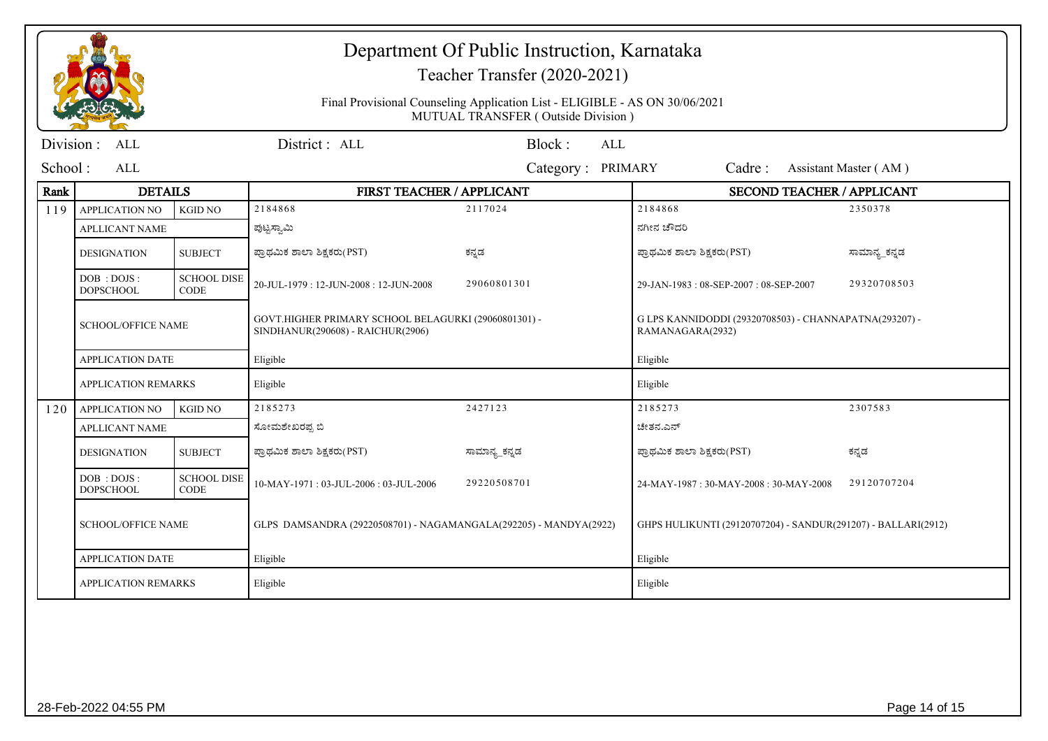# Department Of Public Instruction, Karnataka

Teacher Transfer (2020-2021)

Final Provisional Counseling Application List - ELIGIBLE - AS ON 30/06/2021
MUTUAL TRANSFER ( Outside Division )

Division : ALL | District : ALL | Block : ALL

School : ALL | Category : PRIMARY | Cadre : Assistant Master ( AM )

| Rank | DETAILS | | FIRST TEACHER / APPLICANT | | SECOND TEACHER / APPLICANT | |
|---|---|---|---|---|---|---|
| 119 | APPLICATION NO | KGID NO | 2184868 | 2117024 | 2184868 | 2350378 |
| | APLLICANT NAME | | ಪುಟ್ಟಸ್ವಾಮಿ | | ನಗೀನ ಚೌದರಿ | |
| | DESIGNATION | SUBJECT | ಪ್ರಾಥಮಿಕ ಶಾಲಾ ಶಿಕ್ಷಕರು(PST) | ಕನ್ನಡ | ಪ್ರಾಥಮಿಕ ಶಾಲಾ ಶಿಕ್ಷಕರು(PST) | ಸಾಮಾನ್ಯ_ಕನ್ನಡ |
| | DOB : DOJS : DOPSCHOOL | SCHOOL DISE CODE | 20-JUL-1979 : 12-JUN-2008 : 12-JUN-2008 | 29060801301 | 29-JAN-1983 : 08-SEP-2007 : 08-SEP-2007 | 29320708503 |
| | SCHOOL/OFFICE NAME | | GOVT.HIGHER PRIMARY SCHOOL BELAGURKI (29060801301) - SINDHANUR(290608) - RAICHUR(2906) | | G LPS KANNIDODDI (29320708503) - CHANNAPATNA(293207) - RAMANAGARA(2932) | |
| | APPLICATION DATE | | Eligible | | Eligible | |
| | APPLICATION REMARKS | | Eligible | | Eligible | |
| 120 | APPLICATION NO | KGID NO | 2185273 | 2427123 | 2185273 | 2307583 |
| | APLLICANT NAME | | ಸೋಮಶೇಖರಪ್ಪ ಬಿ | | ಚೇತನ.ಎನ್ | |
| | DESIGNATION | SUBJECT | ಪ್ರಾಥಮಿಕ ಶಾಲಾ ಶಿಕ್ಷಕರು(PST) | ಸಾಮಾನ್ಯ_ಕನ್ನಡ | ಪ್ರಾಥಮಿಕ ಶಾಲಾ ಶಿಕ್ಷಕರು(PST) | ಕನ್ನಡ |
| | DOB : DOJS : DOPSCHOOL | SCHOOL DISE CODE | 10-MAY-1971 : 03-JUL-2006 : 03-JUL-2006 | 29220508701 | 24-MAY-1987 : 30-MAY-2008 : 30-MAY-2008 | 29120707204 |
| | SCHOOL/OFFICE NAME | | GLPS DAMSANDRA (29220508701) - NAGAMANGALA(292205) - MANDYA(2922) | | GHPS HULIKUNTI (29120707204) - SANDUR(291207) - BALLARI(2912) | |
| | APPLICATION DATE | | Eligible | | Eligible | |
| | APPLICATION REMARKS | | Eligible | | Eligible | |

28-Feb-2022 04:55 PM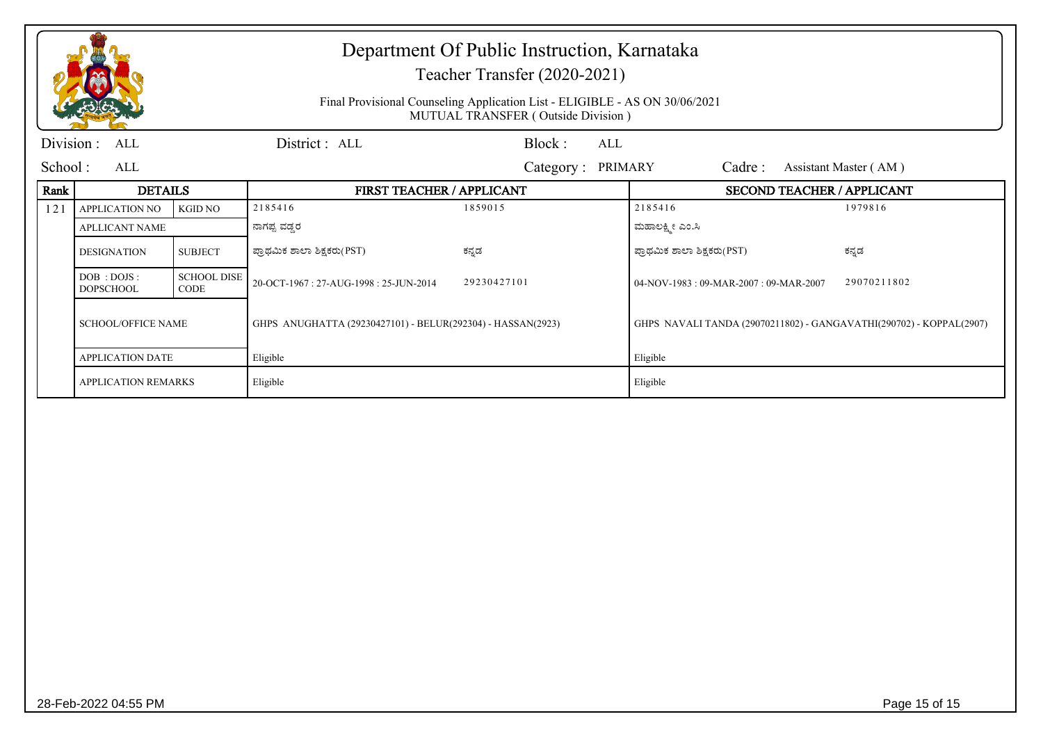# Department Of Public Instruction, Karnataka

Teacher Transfer (2020-2021)

Final Provisional Counseling Application List - ELIGIBLE - AS ON 30/06/2021

MUTUAL TRANSFER ( Outside Division )

Division : ALL    District : ALL    Block : ALL

School : ALL    Category : PRIMARY    Cadre : Assistant Master ( AM )

| Rank | DETAILS | | FIRST TEACHER / APPLICANT | | SECOND TEACHER / APPLICANT | |
|---|---|---|---|---|---|---|
| 121 | APPLICATION NO | KGID NO | 2185416 | 1859015 | 2185416 | 1979816 |
| | APLLICANT NAME | | ನಾಗಪ್ಪ ವಡ್ಡರ | | ಮಹಾಲಕ್ಷ್ಮೀ ಎಂ.ಸಿ | |
| | DESIGNATION | SUBJECT | ಪ್ರಾಥಮಿಕ ಶಾಲಾ ಶಿಕ್ಷಕರು(PST) | ಕನ್ನಡ | ಪ್ರಾಥಮಿಕ ಶಾಲಾ ಶಿಕ್ಷಕರು(PST) | ಕನ್ನಡ |
| | DOB : DOJS : DOPSCHOOL | SCHOOL DISE CODE | 20-OCT-1967 : 27-AUG-1998 : 25-JUN-2014 | 29230427101 | 04-NOV-1983 : 09-MAR-2007 : 09-MAR-2007 | 29070211802 |
| | SCHOOL/OFFICE NAME | | GHPS ANUGHATTA (29230427101) - BELUR(292304) - HASSAN(2923) | | GHPS NAVALI TANDA (29070211802) - GANGAVATHI(290702) - KOPPAL(2907) | |
| | APPLICATION DATE | | Eligible | | Eligible | |
| | APPLICATION REMARKS | | Eligible | | Eligible | |

28-Feb-2022 04:55 PM